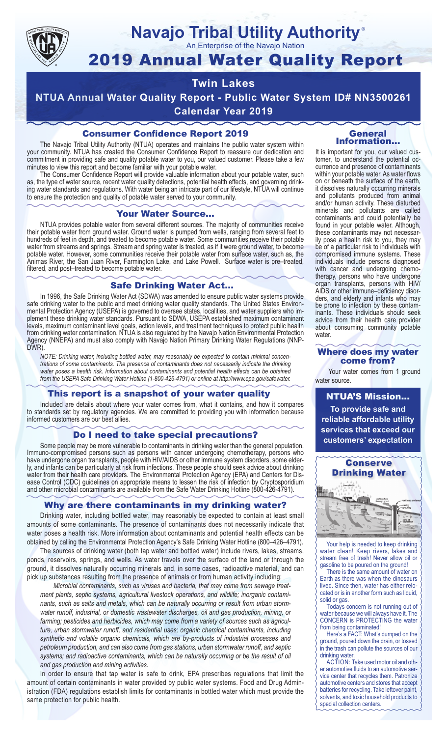# Navajo Tribal Utility Authority®

An Enterprise of the Navajo Nation

# 2019 Annual Water Quality Report

## Twin Lakes

## NTUA Annual Water Quality Report - Public Water System ID# NN3500261

## Calendar Year 2019

### Consumer Confidence Report 2019

The Navajo Tribal Utility Authority (NTUA) operates and maintains the public water system within your community. NTUA has created the Consumer Confidence Report to reassure our dedication and commitment in providing safe and quality potable water to you, our valued customer. Please take a few minutes to view this report and become familiar with your potable water.

The Consumer Confidence Report will provide valuable information about your potable water, such as, the type of water source, recent water quality detections, potential health effects, and governing drinking water standards and regulations. With water being an intricate part of our lifestyle, NTUA will continue to ensure the protection and quality of potable water served to your community.

### Your Water Source…

NTUA provides potable water from several different sources. The majority of communities receive their potable water from ground water. Ground water is pumped from wells, ranging from several feet to hundreds of feet in depth, and treated to become potable water. Some communities receive their potable water from streams and springs. Stream and spring water is treated, as if it were ground water, to become potable water. However, some communities receive their potable water from surface water, such as, the Animas River, the San Juan River, Farmington Lake, and Lake Powell. Surface water is pre–treated, filtered, and post–treated to become potable water.

### Safe Drinking Water Act…

In 1996, the Safe Drinking Water Act (SDWA) was amended to ensure public water systems provide safe drinking water to the public and meet drinking water quality standards. The United States Environmental Protection Agency (USEPA) is governed to oversee states, localities, and water suppliers who implement these drinking water standards. Pursuant to SDWA, USEPA established maximum contaminant levels, maximum contaminant level goals, action levels, and treatment techniques to protect public health from drinking water contamination. NTUA is also regulated by the Navajo Nation Environmental Protection Agency (NNEPA) and must also comply with Navajo Nation Primary Drinking Water Regulations (NNPDWR).

*NOTE: Drinking water, including bottled water, may reasonably be expected to contain minimal concentrations of some contaminants. The presence of contaminants does not necessarily indicate the drinking water poses a health risk. Information about contaminants and potential health effects can be obtained from the USEPA Safe Drinking Water Hotline (1-800-426-4791) or online at http://www.epa.gov/safewater.*

### This report is a snapshot of your water quality

Included are details about where your water comes from, what it contains, and how it compares to standards set by regulatory agencies. We are committed to providing you with information because informed customers are our best allies.

### Do I need to take special precautions?

Some people may be more vulnerable to contaminants in drinking water than the general population. Immuno-compromised persons such as persons with cancer undergoing chemotherapy, persons who have undergone organ transplants, people with HIV/AIDS or other immune system disorders, some elderly, and infants can be particularly at risk from infections. These people should seek advice about drinking water from their health care providers. The Environmental Protection Agency (EPA) and Centers for Disease Control (CDC) guidelines on appropriate means to lessen the risk of infection by Cryptosporidium and other microbial contaminants are available from the Safe Water Drinking Hotline (800-426-4791).

### Why are there contaminants in my drinking water?

Drinking water, including bottled water, may reasonably be expected to contain at least small amounts of some contaminants. The presence of contaminants does not necessarily indicate that water poses a health risk. More information about contaminants and potential health effects can be obtained by calling the Environmental Protection Agency's Safe Drinking Water Hotline (800–426–4791).

The sources of drinking water (both tap water and bottled water) include rivers, lakes, streams, ponds, reservoirs, springs, and wells. As water travels over the surface of the land or through the ground, it dissolves naturally occurring minerals and, in some cases, radioactive material, and can pick up substances resulting from the presence of animals or from human activity including:

*Microbial contaminants, such as viruses and bacteria, that may come from sewage treatment plants, septic systems, agricultural livestock operations, and wildlife; inorganic contaminants, such as salts and metals, which can be naturally occurring or result from urban stormwater runoff, industrial, or domestic wastewater discharges, oil and gas production, mining, or farming; pesticides and herbicides, which may come from a variety of sources such as agriculture, urban stormwater runoff, and residential uses; organic chemical contaminants, including synthetic and volatile organic chemicals, which are by-products of industrial processes and petroleum production, and can also come from gas stations, urban stormwater runoff, and septic systems; and radioactive contaminants, which can be naturally occurring or be the result of oil and gas production and mining activities.*

In order to ensure that tap water is safe to drink, EPA prescribes regulations that limit the amount of certain contaminants in water provided by public water systems. Food and Drug Administration (FDA) regulations establish limits for contaminants in bottled water which must provide the same protection for public health.

### General Information…

It is important for you, our valued customer, to understand the potential occurrence and presence of contaminants within your potable water. As water flows on or beneath the surface of the earth, it dissolves naturally occurring minerals and pollutants produced from animal and/or human activity. These disturbed minerals and pollutants are called contaminants and could potentially be found in your potable water. Although, these contaminants may not necessarily pose a health risk to you, they may be of a particular risk to individuals with compromised immune systems. These individuals include persons diagnosed with cancer and undergoing chemotherapy, persons who have undergone organ transplants, persons with HIV/AIDS or other immune–deficiency disorders, and elderly and infants who may be prone to infection by these contaminants. These individuals should seek advice from their health care provider about consuming community potable water.

### Where does my water come from?

Your water comes from 1 ground water source.

### NTUA'S Mission…

**To provide safe and reliable affordable utility services that exceed our customers' expectation**

### Conserve Drinking Water

Your help is needed to keep drinking water clean! Keep rivers, lakes and stream free of trash! Never allow oil or gasoline to be poured on the ground!

There is the same amount of water on Earth as there was when the dinosaurs lived. Since then, water has either relocated or is in another form such as liquid, solid or gas.

Todays concern is not running out of water because we will always have it. The CONCERN is PROTECTING the water from being contaminated!

Here's a FACT: What's dumped on the ground, poured down the drain, or tossed in the trash can pollute the sources of our drinking water.

ACTION: Take used motor oil and other automotive fluids to an automotive service center that recycles them. Patronize automotive centers and stores that accept batteries for recycling. Take leftover paint, solvents, and toxic household products to special collection centers.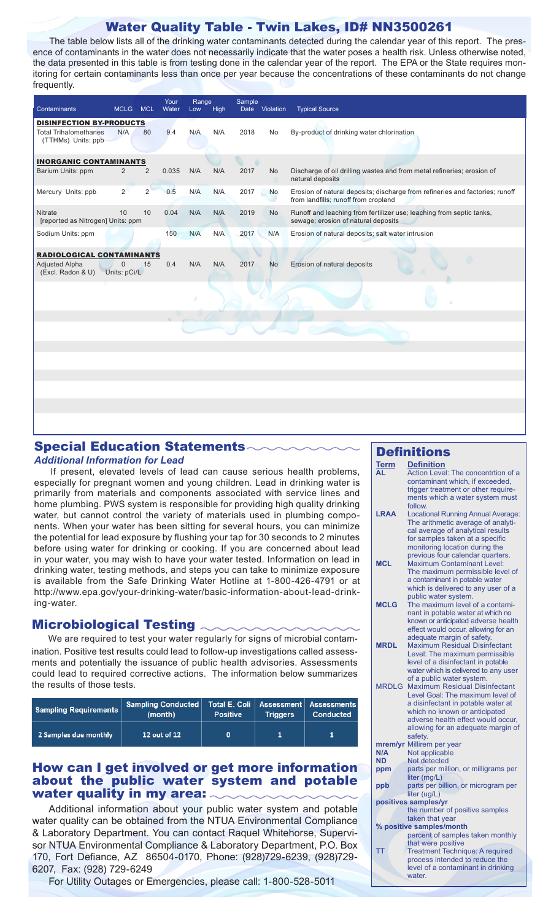# Water Quality Table - Twin Lakes, ID# NN3500261

The table below lists all of the drinking water contaminants detected during the calendar year of this report. The presence of contaminants in the water does not necessarily indicate that the water poses a health risk. Unless otherwise noted, the data presented in this table is from testing done in the calendar year of the report. The EPA or the State requires monitoring for certain contaminants less than once per year because the concentrations of these contaminants do not change frequently.

| Contaminants | MCLG | MCL | Your Water | Range Low | Range High | Sample Date | Violation | Typical Source |
|---|---|---|---|---|---|---|---|---|
| **DISINFECTION BY-PRODUCTS** | | | | | | | | |
| Total Trihalomethanes (TTHMs) Units: ppb | N/A | 80 | 9.4 | N/A | N/A | 2018 | No | By-product of drinking water chlorination |
| **INORGANIC CONTAMINANTS** | | | | | | | | |
| Barium Units: ppm | 2 | 2 | 0.035 | N/A | N/A | 2017 | No | Discharge of oil drilling wastes and from metal refineries; erosion of natural deposits |
| Mercury Units: ppb | 2 | 2 | 0.5 | N/A | N/A | 2017 | No | Erosion of natural deposits; discharge from refineries and factories; runoff from landfills; runoff from cropland |
| Nitrate [reported as Nitrogen] Units: ppm | 10 | 10 | 0.04 | N/A | N/A | 2019 | No | Runoff and leaching from fertilizer use; leaching from septic tanks, sewage; erosion of natural deposits |
| Sodium Units: ppm | | | 150 | N/A | N/A | 2017 | N/A | Erosion of natural deposits; salt water intrusion |
| **RADIOLOGICAL CONTAMINANTS** | | | | | | | | |
| Adjusted Alpha (Excl. Radon & U) Units: pCi/L | 0 | 15 | 0.4 | N/A | N/A | 2017 | No | Erosion of natural deposits |

## Special Education Statements

### *Additional Information for Lead*

If present, elevated levels of lead can cause serious health problems, especially for pregnant women and young children. Lead in drinking water is primarily from materials and components associated with service lines and home plumbing. PWS system is responsible for providing high quality drinking water, but cannot control the variety of materials used in plumbing components. When your water has been sitting for several hours, you can minimize the potential for lead exposure by flushing your tap for 30 seconds to 2 minutes before using water for drinking or cooking. If you are concerned about lead in your water, you may wish to have your water tested. Information on lead in drinking water, testing methods, and steps you can take to minimize exposure is available from the Safe Drinking Water Hotline at 1-800-426-4791 or at http://www.epa.gov/your-drinking-water/basic-information-about-lead-drinking-water.

## Microbiological Testing

We are required to test your water regularly for signs of microbial contamination. Positive test results could lead to follow-up investigations called assessments and potentially the issuance of public health advisories. Assessments could lead to required corrective actions. The information below summarizes the results of those tests.

| Sampling Requirements | Sampling Conducted (month) | Total E. Coli Positive | Assessment Triggers | Assessments Conducted |
|---|---|---|---|---|
| 2 Samples due monthly | 12 out of 12 | 0 | 1 | 1 |

## How can I get involved or get more information about the public water system and potable water quality in my area:

Additional information about your public water system and potable water quality can be obtained from the NTUA Environmental Compliance & Laboratory Department. You can contact Raquel Whitehorse, Supervisor NTUA Environmental Compliance & Laboratory Department, P.O. Box 170, Fort Defiance, AZ 86504-0170, Phone: (928)729-6239, (928)729-6207, Fax: (928) 729-6249

For Utility Outages or Emergencies, please call: 1-800-528-5011

## Definitions

| Term | Definition |
|---|---|
| **AL** | Action Level: The concentrtion of a contaminant which, if exceeded, trigger treatment or other requirements which a water system must follow. |
| **LRAA** | Locational Running Annual Average: The arithmetic average of analytical results for samples taken at a specific monitoring location during the previous four calendar quarters. |
| **MCL** | Maximum Contaminant Level: The maximum permissible level of a contaminant in potable water which is delivered to any user of a public water system. |
| **MCLG** | The maximum level of a contaminant in potable water at which no known or anticipated adverse health effect would occur, allowing for an adequate margin of safety. |
| **MRDL** | Maximum Residual Disinfectant Level: The maximum permissible level of a disinfectant in potable water which is delivered to any user of a public water system. |
| **MRDLG** | Maximum Residual Disinfectant Level Goal: The maximum level of a disinfectant in potable water at which no known or anticipated adverse health effect would occur, allowing for an adequate margin of safety. |
| **mrem/yr** | Millirem per year |
| **N/A** | Not applicable |
| **ND** | Not detected |
| **ppm** | parts per million, or milligrams per liter (mg/L) |
| **ppb** | parts per billion, or microgram per liter (ug/L) |
| **positives samples/yr** | the number of positive samples taken that year |
| **% positive samples/month** | percent of samples taken monthly that were positive |
| **TT** | Treatment Technique: A required process intended to reduce the level of a contaminant in drinking water. |